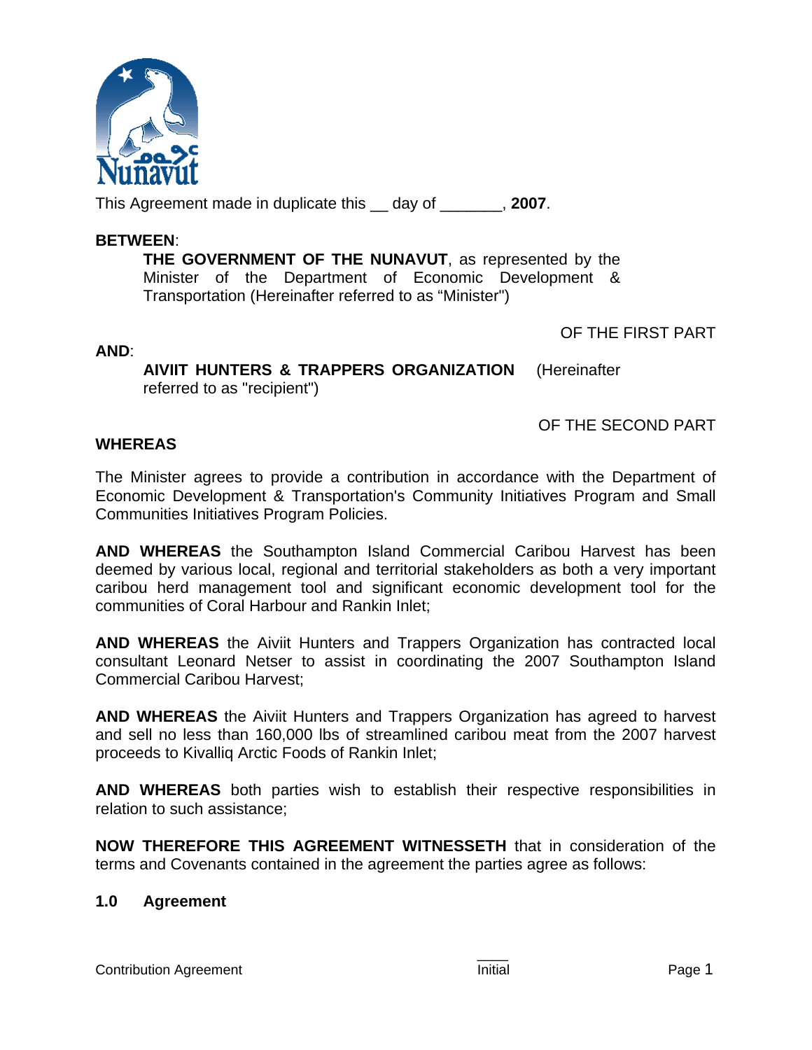This Agreement made in duplicate this __ day of _______, **2007**.

**BETWEEN**:

**THE GOVERNMENT OF THE NUNAVUT**, as represented by the Minister of the Department of Economic Development & Transportation (Hereinafter referred to as "Minister")

OF THE FIRST PART

**AND**:

**AIVIIT HUNTERS & TRAPPERS ORGANIZATION** (Hereinafter referred to as "recipient")

OF THE SECOND PART

**WHEREAS**

The Minister agrees to provide a contribution in accordance with the Department of Economic Development & Transportation's Community Initiatives Program and Small Communities Initiatives Program Policies.

**AND WHEREAS** the Southampton Island Commercial Caribou Harvest has been deemed by various local, regional and territorial stakeholders as both a very important caribou herd management tool and significant economic development tool for the communities of Coral Harbour and Rankin Inlet;

**AND WHEREAS** the Aiviit Hunters and Trappers Organization has contracted local consultant Leonard Netser to assist in coordinating the 2007 Southampton Island Commercial Caribou Harvest;

**AND WHEREAS** the Aiviit Hunters and Trappers Organization has agreed to harvest and sell no less than 160,000 lbs of streamlined caribou meat from the 2007 harvest proceeds to Kivalliq Arctic Foods of Rankin Inlet;

**AND WHEREAS** both parties wish to establish their respective responsibilities in relation to such assistance;

**NOW THEREFORE THIS AGREEMENT WITNESSETH** that in consideration of the terms and Covenants contained in the agreement the parties agree as follows:

## 1.0 Agreement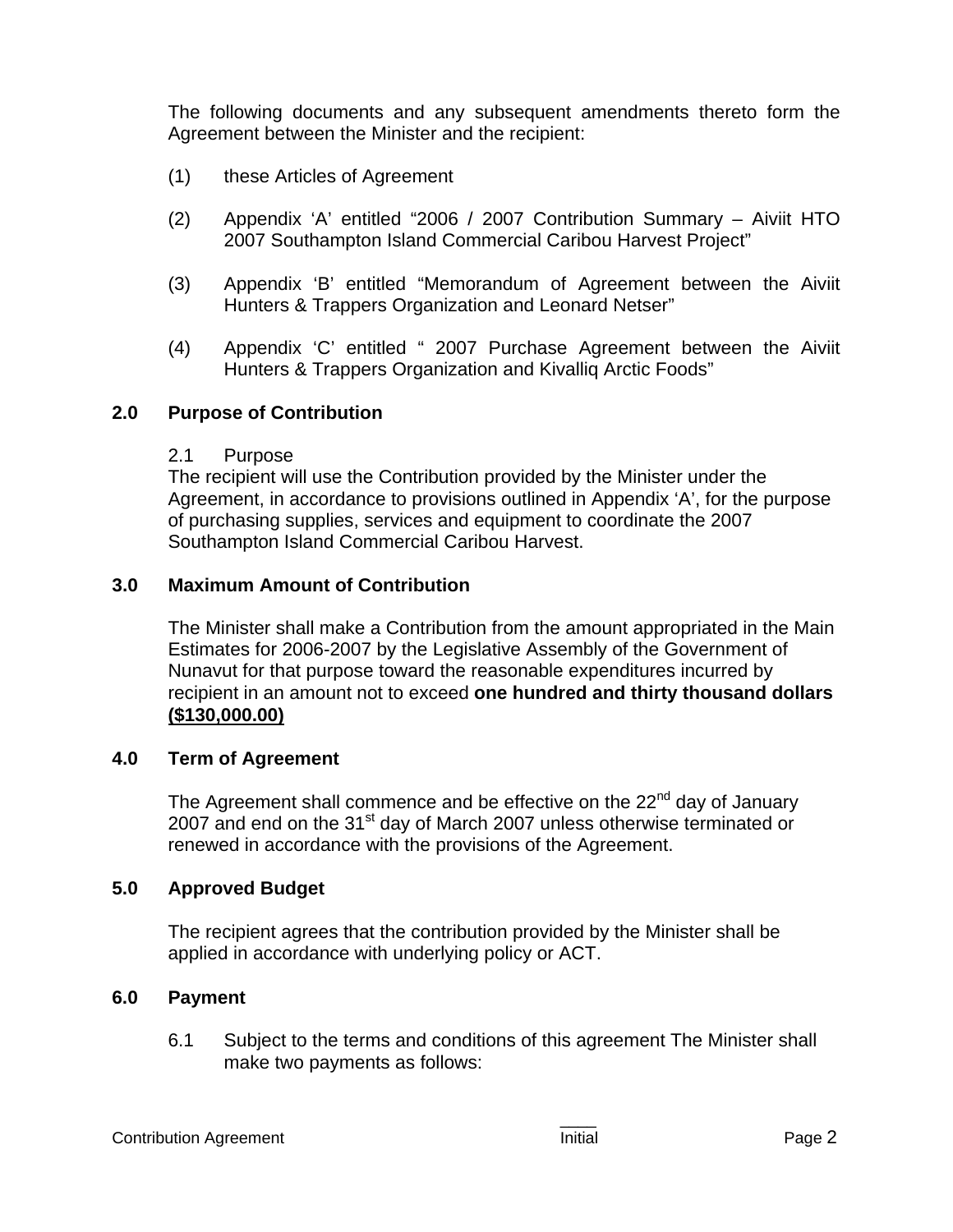The following documents and any subsequent amendments thereto form the Agreement between the Minister and the recipient:

(1) these Articles of Agreement

(2) Appendix 'A' entitled "2006 / 2007 Contribution Summary – Aiviit HTO 2007 Southampton Island Commercial Caribou Harvest Project"

(3) Appendix 'B' entitled "Memorandum of Agreement between the Aiviit Hunters & Trappers Organization and Leonard Netser"

(4) Appendix 'C' entitled " 2007 Purchase Agreement between the Aiviit Hunters & Trappers Organization and Kivalliq Arctic Foods"

## 2.0 Purpose of Contribution

2.1 Purpose

The recipient will use the Contribution provided by the Minister under the Agreement, in accordance to provisions outlined in Appendix 'A', for the purpose of purchasing supplies, services and equipment to coordinate the 2007 Southampton Island Commercial Caribou Harvest.

## 3.0 Maximum Amount of Contribution

The Minister shall make a Contribution from the amount appropriated in the Main Estimates for 2006-2007 by the Legislative Assembly of the Government of Nunavut for that purpose toward the reasonable expenditures incurred by recipient in an amount not to exceed **one hundred and thirty thousand dollars <u>($130,000.00)</u>**

## 4.0 Term of Agreement

The Agreement shall commence and be effective on the 22nd day of January 2007 and end on the 31st day of March 2007 unless otherwise terminated or renewed in accordance with the provisions of the Agreement.

## 5.0 Approved Budget

The recipient agrees that the contribution provided by the Minister shall be applied in accordance with underlying policy or ACT.

## 6.0 Payment

6.1 Subject to the terms and conditions of this agreement The Minister shall make two payments as follows: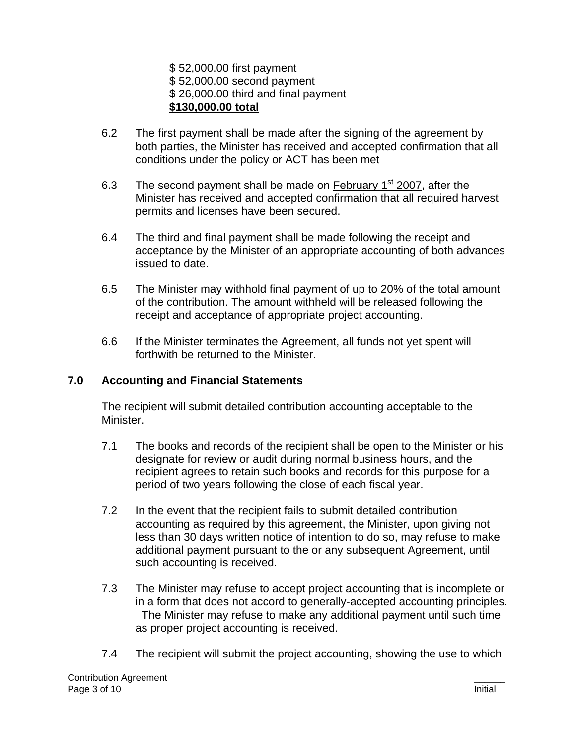$ 52,000.00 first payment
$ 52,000.00 second payment
<u>$ 26,000.00 third and final </u>payment
<u>**$130,000.00 total**</u>

6.2 The first payment shall be made after the signing of the agreement by both parties, the Minister has received and accepted confirmation that all conditions under the policy or ACT has been met

6.3 The second payment shall be made on <u>February 1st 2007</u>, after the Minister has received and accepted confirmation that all required harvest permits and licenses have been secured.

6.4 The third and final payment shall be made following the receipt and acceptance by the Minister of an appropriate accounting of both advances issued to date.

6.5 The Minister may withhold final payment of up to 20% of the total amount of the contribution. The amount withheld will be released following the receipt and acceptance of appropriate project accounting.

6.6 If the Minister terminates the Agreement, all funds not yet spent will forthwith be returned to the Minister.

## 7.0 Accounting and Financial Statements

The recipient will submit detailed contribution accounting acceptable to the Minister.

7.1 The books and records of the recipient shall be open to the Minister or his designate for review or audit during normal business hours, and the recipient agrees to retain such books and records for this purpose for a period of two years following the close of each fiscal year.

7.2 In the event that the recipient fails to submit detailed contribution accounting as required by this agreement, the Minister, upon giving not less than 30 days written notice of intention to do so, may refuse to make additional payment pursuant to the or any subsequent Agreement, until such accounting is received.

7.3 The Minister may refuse to accept project accounting that is incomplete or in a form that does not accord to generally-accepted accounting principles. The Minister may refuse to make any additional payment until such time as proper project accounting is received.

7.4 The recipient will submit the project accounting, showing the use to which

Contribution Agreement ______ Initial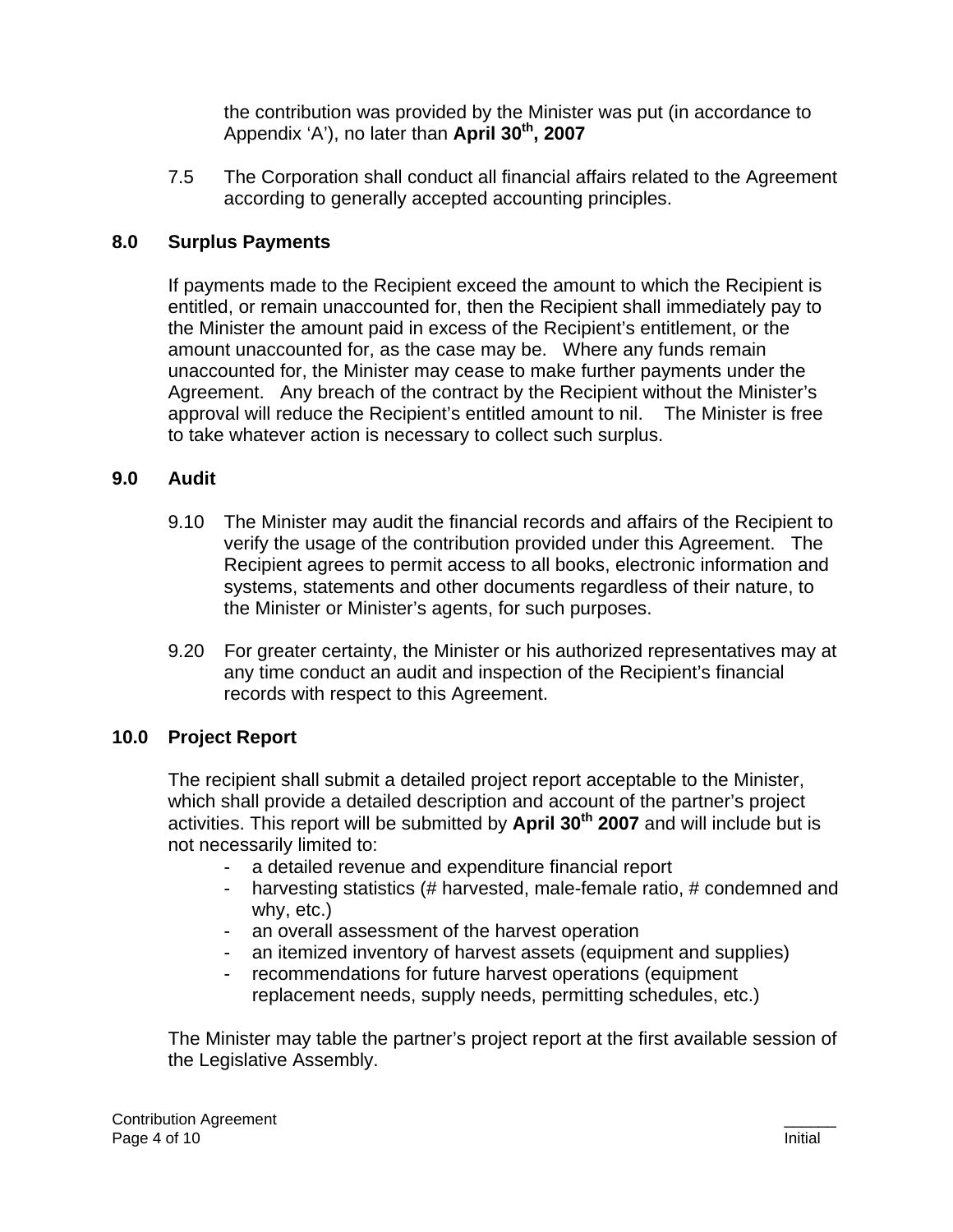the contribution was provided by the Minister was put (in accordance to Appendix 'A'), no later than **April 30th, 2007**

7.5 The Corporation shall conduct all financial affairs related to the Agreement according to generally accepted accounting principles.

## 8.0 Surplus Payments

If payments made to the Recipient exceed the amount to which the Recipient is entitled, or remain unaccounted for, then the Recipient shall immediately pay to the Minister the amount paid in excess of the Recipient's entitlement, or the amount unaccounted for, as the case may be. Where any funds remain unaccounted for, the Minister may cease to make further payments under the Agreement. Any breach of the contract by the Recipient without the Minister's approval will reduce the Recipient's entitled amount to nil. The Minister is free to take whatever action is necessary to collect such surplus.

## 9.0 Audit

9.10 The Minister may audit the financial records and affairs of the Recipient to verify the usage of the contribution provided under this Agreement. The Recipient agrees to permit access to all books, electronic information and systems, statements and other documents regardless of their nature, to the Minister or Minister's agents, for such purposes.

9.20 For greater certainty, the Minister or his authorized representatives may at any time conduct an audit and inspection of the Recipient's financial records with respect to this Agreement.

## 10.0 Project Report

The recipient shall submit a detailed project report acceptable to the Minister, which shall provide a detailed description and account of the partner's project activities. This report will be submitted by **April 30th 2007** and will include but is not necessarily limited to:

- a detailed revenue and expenditure financial report
- harvesting statistics (# harvested, male-female ratio, # condemned and why, etc.)
- an overall assessment of the harvest operation
- an itemized inventory of harvest assets (equipment and supplies)
- recommendations for future harvest operations (equipment replacement needs, supply needs, permitting schedules, etc.)

The Minister may table the partner's project report at the first available session of the Legislative Assembly.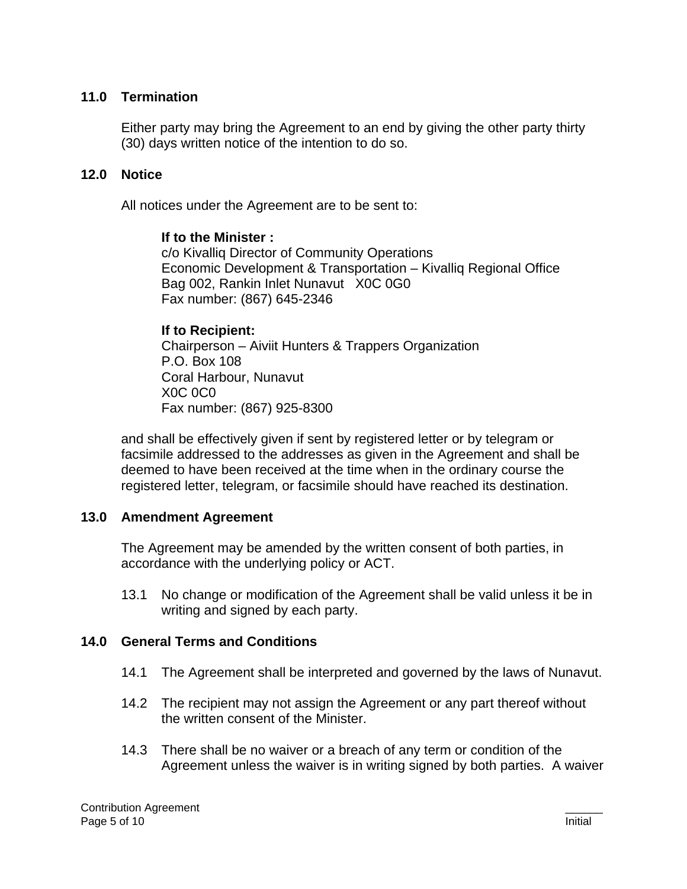## 11.0 Termination

Either party may bring the Agreement to an end by giving the other party thirty (30) days written notice of the intention to do so.

## 12.0 Notice

All notices under the Agreement are to be sent to:

**If to the Minister :**
c/o Kivalliq Director of Community Operations
Economic Development & Transportation – Kivalliq Regional Office
Bag 002, Rankin Inlet Nunavut X0C 0G0
Fax number: (867) 645-2346

**If to Recipient:**
Chairperson – Aiviit Hunters & Trappers Organization
P.O. Box 108
Coral Harbour, Nunavut
X0C 0C0
Fax number: (867) 925-8300

and shall be effectively given if sent by registered letter or by telegram or facsimile addressed to the addresses as given in the Agreement and shall be deemed to have been received at the time when in the ordinary course the registered letter, telegram, or facsimile should have reached its destination.

## 13.0 Amendment Agreement

The Agreement may be amended by the written consent of both parties, in accordance with the underlying policy or ACT.

13.1 No change or modification of the Agreement shall be valid unless it be in writing and signed by each party.

## 14.0 General Terms and Conditions

14.1 The Agreement shall be interpreted and governed by the laws of Nunavut.

14.2 The recipient may not assign the Agreement or any part thereof without the written consent of the Minister.

14.3 There shall be no waiver or a breach of any term or condition of the Agreement unless the waiver is in writing signed by both parties. A waiver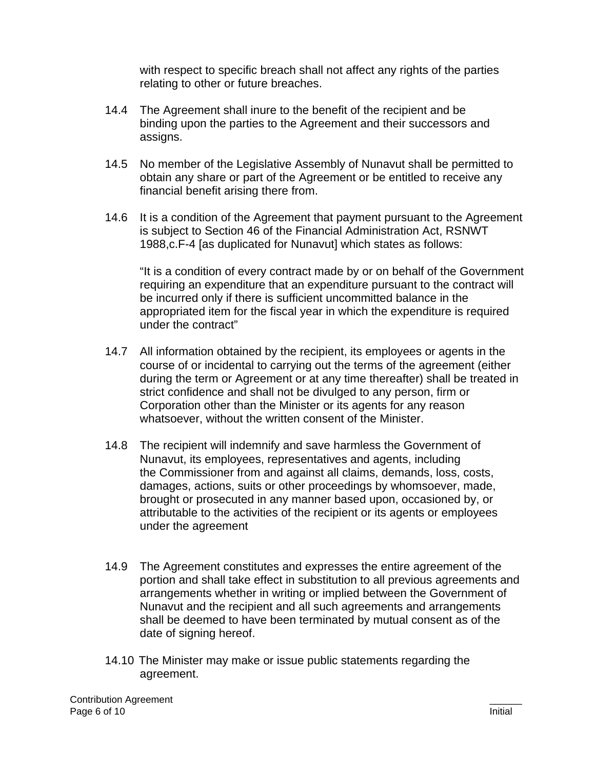with respect to specific breach shall not affect any rights of the parties relating to other or future breaches.

14.4 The Agreement shall inure to the benefit of the recipient and be binding upon the parties to the Agreement and their successors and assigns.

14.5 No member of the Legislative Assembly of Nunavut shall be permitted to obtain any share or part of the Agreement or be entitled to receive any financial benefit arising there from.

14.6 It is a condition of the Agreement that payment pursuant to the Agreement is subject to Section 46 of the Financial Administration Act, RSNWT 1988,c.F-4 [as duplicated for Nunavut] which states as follows:

> "It is a condition of every contract made by or on behalf of the Government requiring an expenditure that an expenditure pursuant to the contract will be incurred only if there is sufficient uncommitted balance in the appropriated item for the fiscal year in which the expenditure is required under the contract"

14.7 All information obtained by the recipient, its employees or agents in the course of or incidental to carrying out the terms of the agreement (either during the term or Agreement or at any time thereafter) shall be treated in strict confidence and shall not be divulged to any person, firm or Corporation other than the Minister or its agents for any reason whatsoever, without the written consent of the Minister.

14.8 The recipient will indemnify and save harmless the Government of Nunavut, its employees, representatives and agents, including the Commissioner from and against all claims, demands, loss, costs, damages, actions, suits or other proceedings by whomsoever, made, brought or prosecuted in any manner based upon, occasioned by, or attributable to the activities of the recipient or its agents or employees under the agreement

14.9 The Agreement constitutes and expresses the entire agreement of the portion and shall take effect in substitution to all previous agreements and arrangements whether in writing or implied between the Government of Nunavut and the recipient and all such agreements and arrangements shall be deemed to have been terminated by mutual consent as of the date of signing hereof.

14.10 The Minister may make or issue public statements regarding the agreement.

Contribution Agreement

\_\_\_\_\_\_ Initial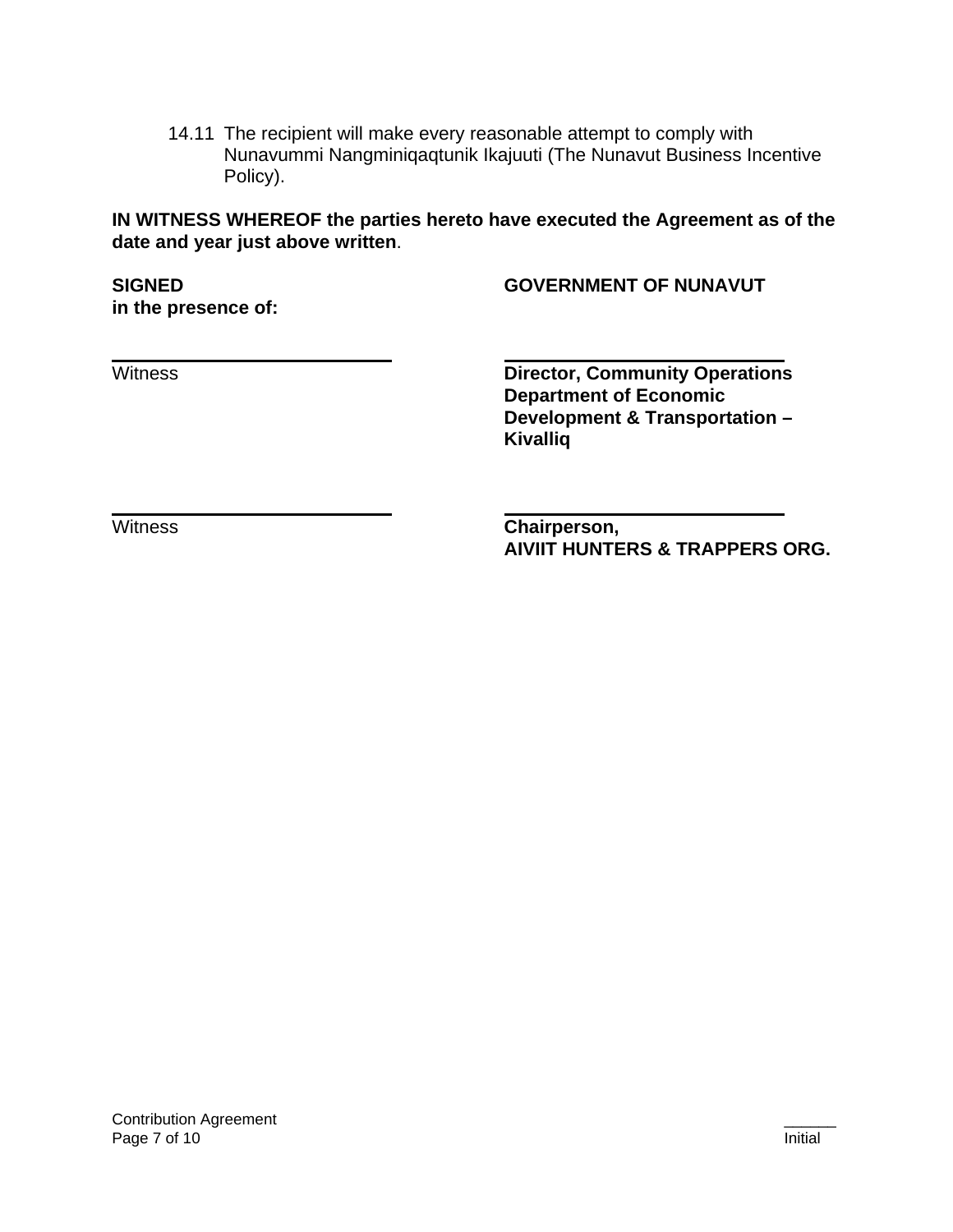14.11 The recipient will make every reasonable attempt to comply with Nunavummi Nangminiqaqtunik Ikajuuti (The Nunavut Business Incentive Policy).

**IN WITNESS WHEREOF the parties hereto have executed the Agreement as of the date and year just above written**.

**SIGNED in the presence of:**

**GOVERNMENT OF NUNAVUT**

\_\_\_\_\_\_\_\_\_\_\_\_\_\_\_\_\_\_\_\_\_\_\_\_\_\_\_\_
Witness

\_\_\_\_\_\_\_\_\_\_\_\_\_\_\_\_\_\_\_\_\_\_\_\_\_\_\_\_
**Director, Community Operations**
**Department of Economic Development & Transportation – Kivalliq**

\_\_\_\_\_\_\_\_\_\_\_\_\_\_\_\_\_\_\_\_\_\_\_\_\_\_\_\_
Witness

\_\_\_\_\_\_\_\_\_\_\_\_\_\_\_\_\_\_\_\_\_\_\_\_\_\_\_\_
**Chairperson,**
**AIVIIT HUNTERS & TRAPPERS ORG.**

Contribution Agreement

\_\_\_\_\_\_
Initial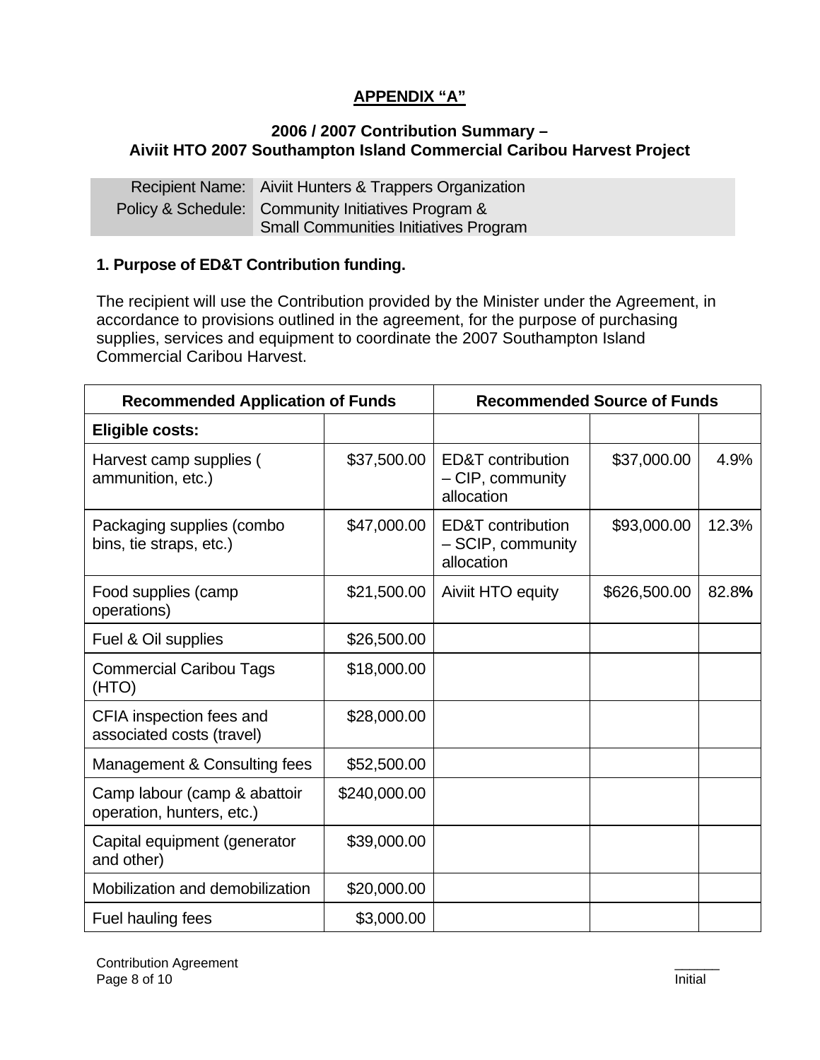**APPENDIX "A"**

**2006 / 2007 Contribution Summary – Aiviit HTO 2007 Southampton Island Commercial Caribou Harvest Project**

| | |
|---|---|
| Recipient Name: | Aiviit Hunters & Trappers Organization |
| Policy & Schedule: | Community Initiatives Program & Small Communities Initiatives Program |

**1. Purpose of ED&T Contribution funding.**

The recipient will use the Contribution provided by the Minister under the Agreement, in accordance to provisions outlined in the agreement, for the purpose of purchasing supplies, services and equipment to coordinate the 2007 Southampton Island Commercial Caribou Harvest.

| Recommended Application of Funds | | Recommended Source of Funds | | |
|---|---|---|---|---|
| **Eligible costs:** | | | | |
| Harvest camp supplies ( ammunition, etc.) | $37,500.00 | ED&T contribution – CIP, community allocation | $37,000.00 | 4.9% |
| Packaging supplies (combo bins, tie straps, etc.) | $47,000.00 | ED&T contribution – SCIP, community allocation | $93,000.00 | 12.3% |
| Food supplies (camp operations) | $21,500.00 | Aiviit HTO equity | $626,500.00 | 82.8% |
| Fuel & Oil supplies | $26,500.00 | | | |
| Commercial Caribou Tags (HTO) | $18,000.00 | | | |
| CFIA inspection fees and associated costs (travel) | $28,000.00 | | | |
| Management & Consulting fees | $52,500.00 | | | |
| Camp labour (camp & abattoir operation, hunters, etc.) | $240,000.00 | | | |
| Capital equipment (generator and other) | $39,000.00 | | | |
| Mobilization and demobilization | $20,000.00 | | | |
| Fuel hauling fees | $3,000.00 | | | |

Contribution Agreement

______
Initial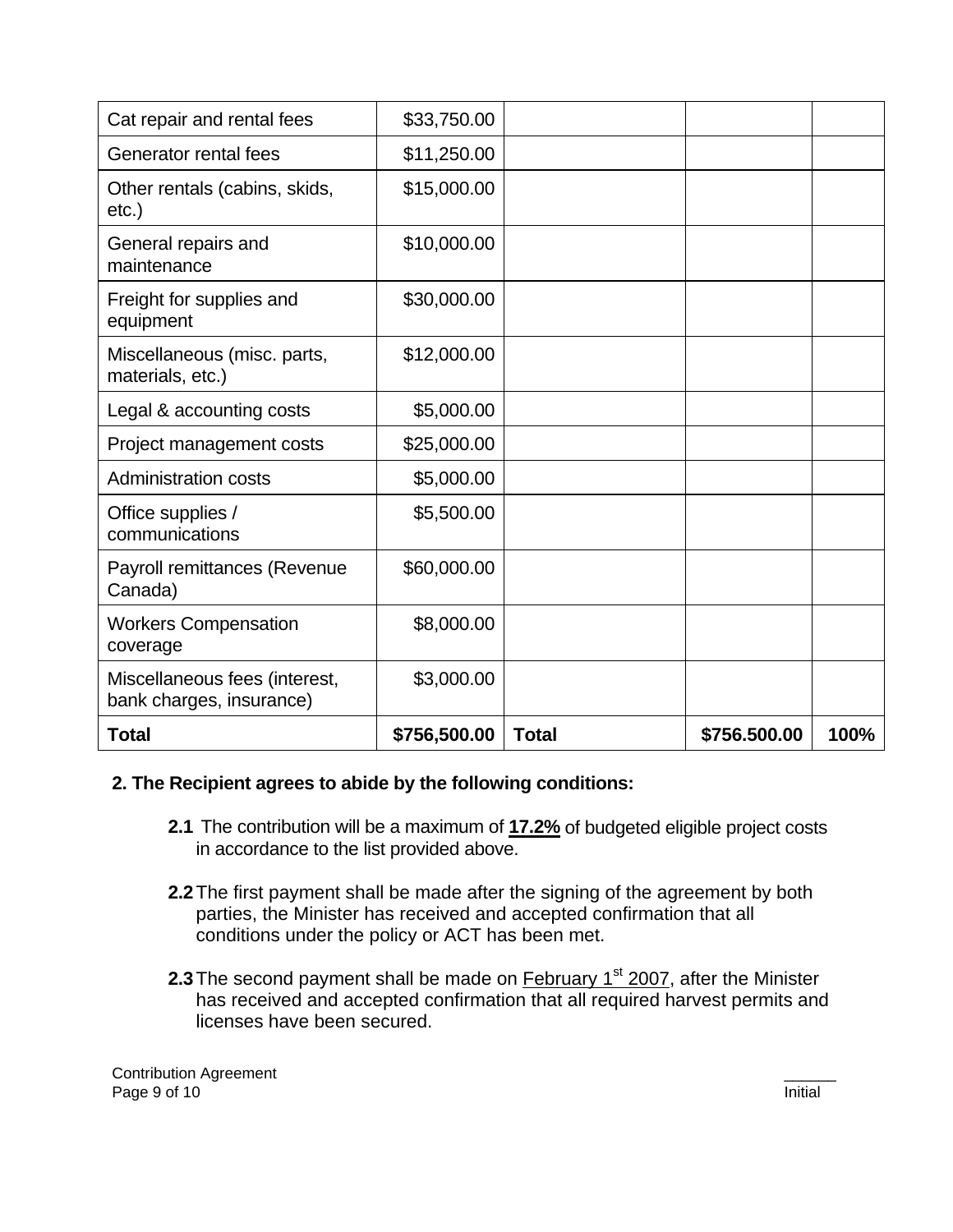| | | | | |
|---|---|---|---|---|
| Cat repair and rental fees | $33,750.00 | | | |
| Generator rental fees | $11,250.00 | | | |
| Other rentals (cabins, skids, etc.) | $15,000.00 | | | |
| General repairs and maintenance | $10,000.00 | | | |
| Freight for supplies and equipment | $30,000.00 | | | |
| Miscellaneous (misc. parts, materials, etc.) | $12,000.00 | | | |
| Legal & accounting costs | $5,000.00 | | | |
| Project management costs | $25,000.00 | | | |
| Administration costs | $5,000.00 | | | |
| Office supplies / communications | $5,500.00 | | | |
| Payroll remittances (Revenue Canada) | $60,000.00 | | | |
| Workers Compensation coverage | $8,000.00 | | | |
| Miscellaneous fees (interest, bank charges, insurance) | $3,000.00 | | | |
| **Total** | **$756,500.00** | **Total** | **$756.500.00** | **100%** |

**2. The Recipient agrees to abide by the following conditions:**

**2.1** The contribution will be a maximum of **17.2%** of budgeted eligible project costs in accordance to the list provided above.

**2.2** The first payment shall be made after the signing of the agreement by both parties, the Minister has received and accepted confirmation that all conditions under the policy or ACT has been met.

**2.3** The second payment shall be made on February 1st 2007, after the Minister has received and accepted confirmation that all required harvest permits and licenses have been secured.

Contribution Agreement

______
Initial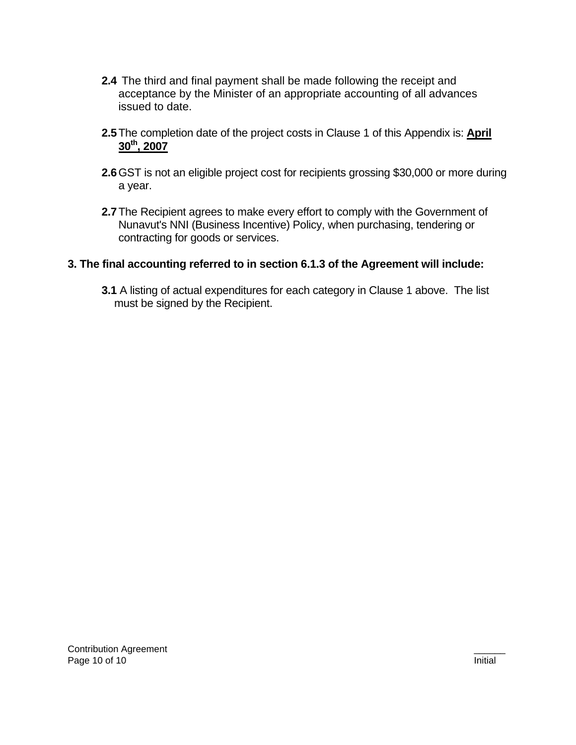**2.4** The third and final payment shall be made following the receipt and acceptance by the Minister of an appropriate accounting of all advances issued to date.

**2.5** The completion date of the project costs in Clause 1 of this Appendix is: **<u>April 30th, 2007</u>**

**2.6** GST is not an eligible project cost for recipients grossing $30,000 or more during a year.

**2.7** The Recipient agrees to make every effort to comply with the Government of Nunavut's NNI (Business Incentive) Policy, when purchasing, tendering or contracting for goods or services.

**3. The final accounting referred to in section 6.1.3 of the Agreement will include:**

**3.1** A listing of actual expenditures for each category in Clause 1 above. The list must be signed by the Recipient.

______
Initial